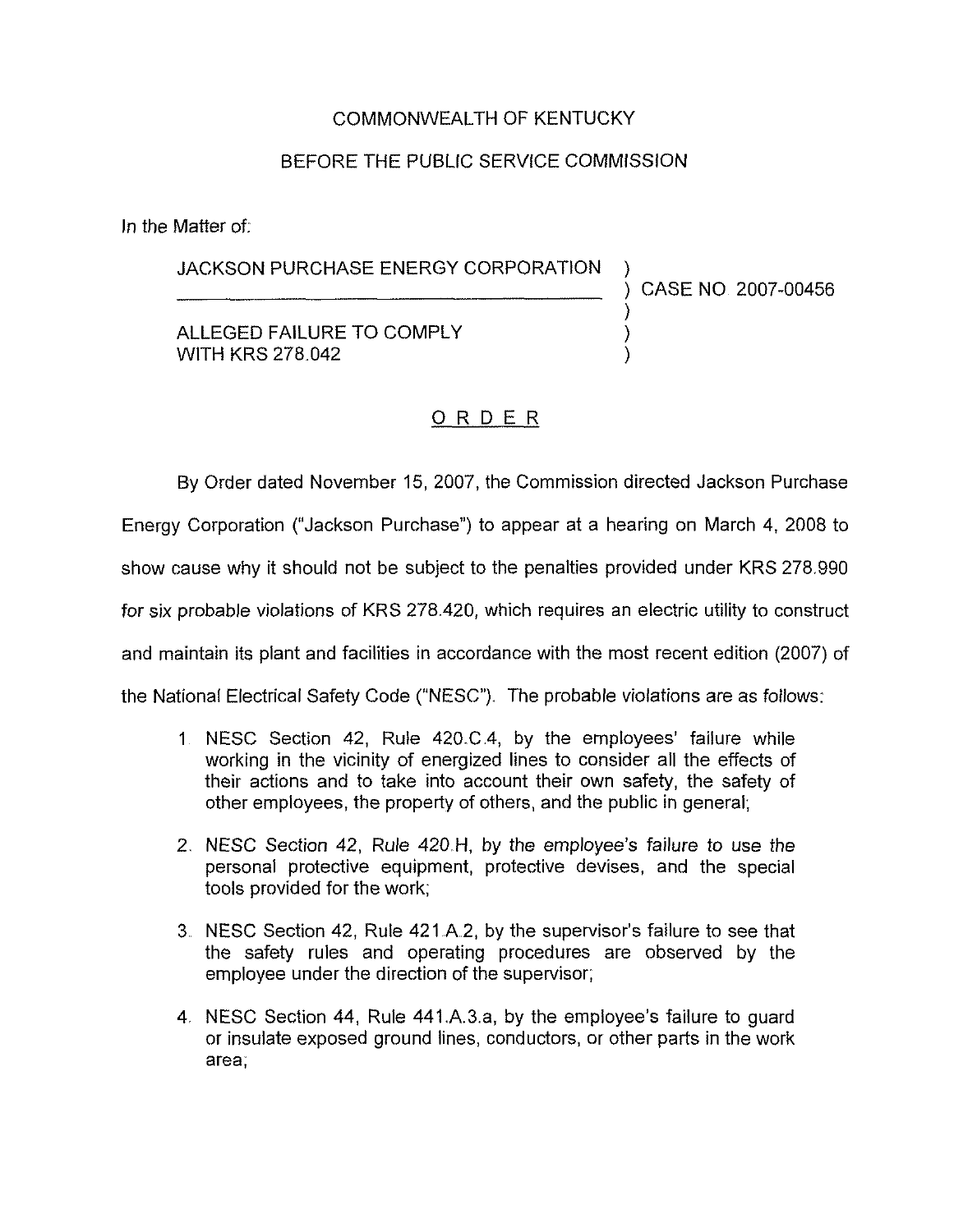COMMONWEALTH OF KENTUCKY

BEFORE THE PUBLIC SERVICE COMMISSION

In the Matter of:

| | | |
|---|---|---|
| JACKSON PURCHASE ENERGY CORPORATION | ) | |
| | ) | CASE NO 2007-00456 |
| | ) | |
| ALLEGED FAILURE TO COMPLY | ) | |
| WITH KRS 278.042 | ) | |

## ORDER

By Order dated November 15, 2007, the Commission directed Jackson Purchase Energy Corporation ("Jackson Purchase") to appear at a hearing on March 4, 2008 to show cause why it should not be subject to the penalties provided under KRS 278.990 for six probable violations of KRS 278.420, which requires an electric utility to construct and maintain its plant and facilities in accordance with the most recent edition (2007) of the National Electrical Safety Code ("NESC"). The probable violations are as follows:

1. NESC Section 42, Rule 420.C.4, by the employees' failure while working in the vicinity of energized lines to consider all the effects of their actions and to take into account their own safety, the safety of other employees, the property of others, and the public in general;

2. NESC Section 42, Rule 420.H, by the employee's failure to use the personal protective equipment, protective devises, and the special tools provided for the work;

3. NESC Section 42, Rule 421.A.2, by the supervisor's failure to see that the safety rules and operating procedures are observed by the employee under the direction of the supervisor;

4. NESC Section 44, Rule 441.A.3.a, by the employee's failure to guard or insulate exposed ground lines, conductors, or other parts in the work area;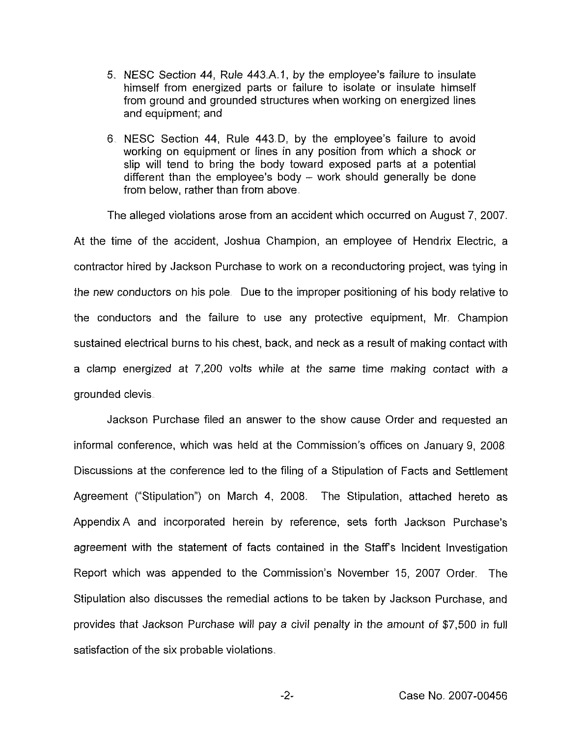5. NESC Section 44, Rule 443.A.1, by the employee's failure to insulate himself from energized parts or failure to isolate or insulate himself from ground and grounded structures when working on energized lines and equipment; and

6. NESC Section 44, Rule 443.D, by the employee's failure to avoid working on equipment or lines in any position from which a shock or slip will tend to bring the body toward exposed parts at a potential different than the employee's body – work should generally be done from below, rather than from above.

The alleged violations arose from an accident which occurred on August 7, 2007. At the time of the accident, Joshua Champion, an employee of Hendrix Electric, a contractor hired by Jackson Purchase to work on a reconductoring project, was tying in the new conductors on his pole. Due to the improper positioning of his body relative to the conductors and the failure to use any protective equipment, Mr. Champion sustained electrical burns to his chest, back, and neck as a result of making contact with a clamp energized at 7,200 volts while at the same time making contact with a grounded clevis.

Jackson Purchase filed an answer to the show cause Order and requested an informal conference, which was held at the Commission's offices on January 9, 2008. Discussions at the conference led to the filing of a Stipulation of Facts and Settlement Agreement ("Stipulation") on March 4, 2008. The Stipulation, attached hereto as Appendix A and incorporated herein by reference, sets forth Jackson Purchase's agreement with the statement of facts contained in the Staff's Incident Investigation Report which was appended to the Commission's November 15, 2007 Order. The Stipulation also discusses the remedial actions to be taken by Jackson Purchase, and provides that Jackson Purchase will pay a civil penalty in the amount of $7,500 in full satisfaction of the six probable violations.

Case No. 2007-00456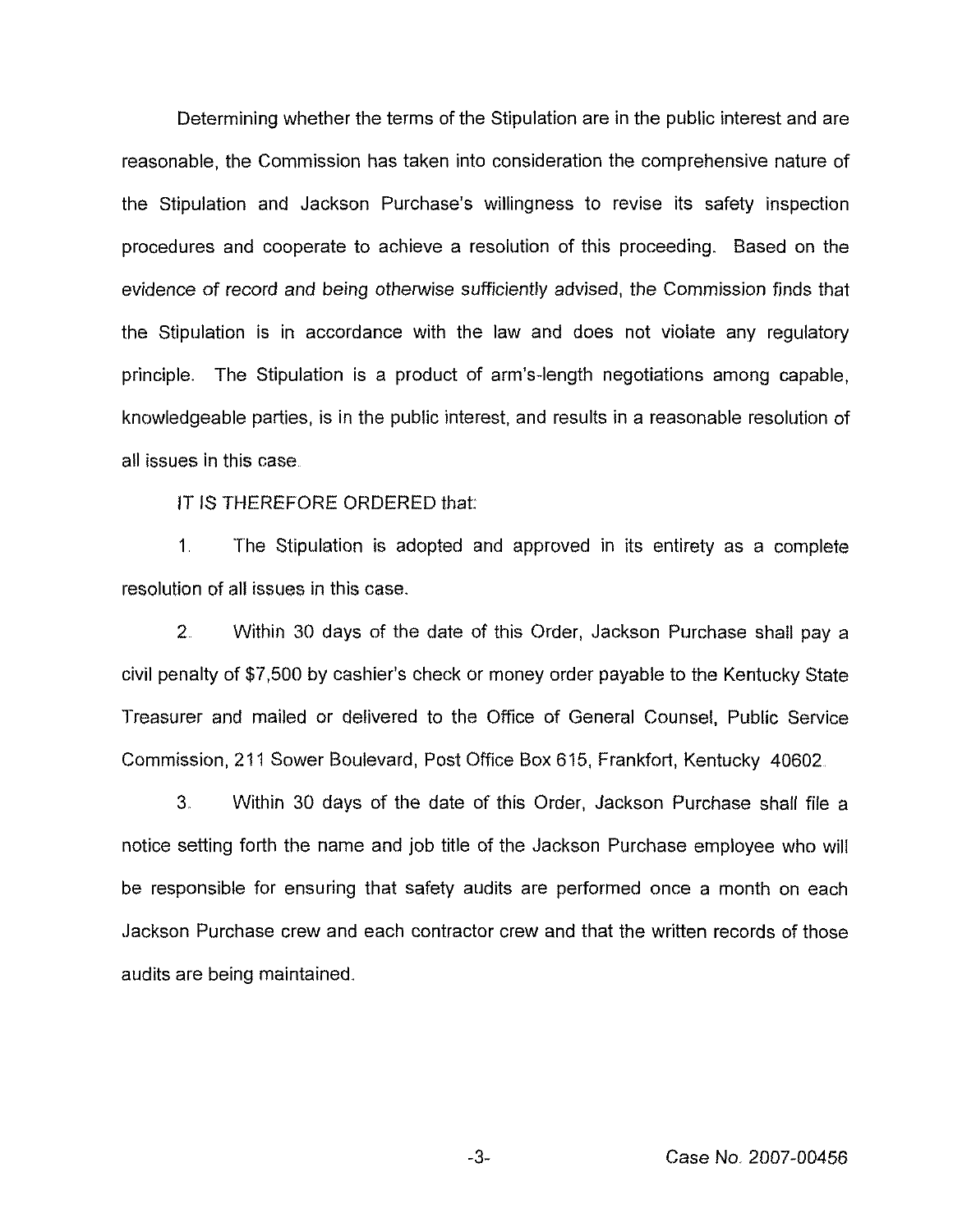Determining whether the terms of the Stipulation are in the public interest and are reasonable, the Commission has taken into consideration the comprehensive nature of the Stipulation and Jackson Purchase's willingness to revise its safety inspection procedures and cooperate to achieve a resolution of this proceeding. Based on the evidence of record and being otherwise sufficiently advised, the Commission finds that the Stipulation is in accordance with the law and does not violate any regulatory principle. The Stipulation is a product of arm's-length negotiations among capable, knowledgeable parties, is in the public interest, and results in a reasonable resolution of all issues in this case.

IT IS THEREFORE ORDERED that:

1. The Stipulation is adopted and approved in its entirety as a complete resolution of all issues in this case.

2. Within 30 days of the date of this Order, Jackson Purchase shall pay a civil penalty of $7,500 by cashier's check or money order payable to the Kentucky State Treasurer and mailed or delivered to the Office of General Counsel, Public Service Commission, 211 Sower Boulevard, Post Office Box 615, Frankfort, Kentucky 40602.

3. Within 30 days of the date of this Order, Jackson Purchase shall file a notice setting forth the name and job title of the Jackson Purchase employee who will be responsible for ensuring that safety audits are performed once a month on each Jackson Purchase crew and each contractor crew and that the written records of those audits are being maintained.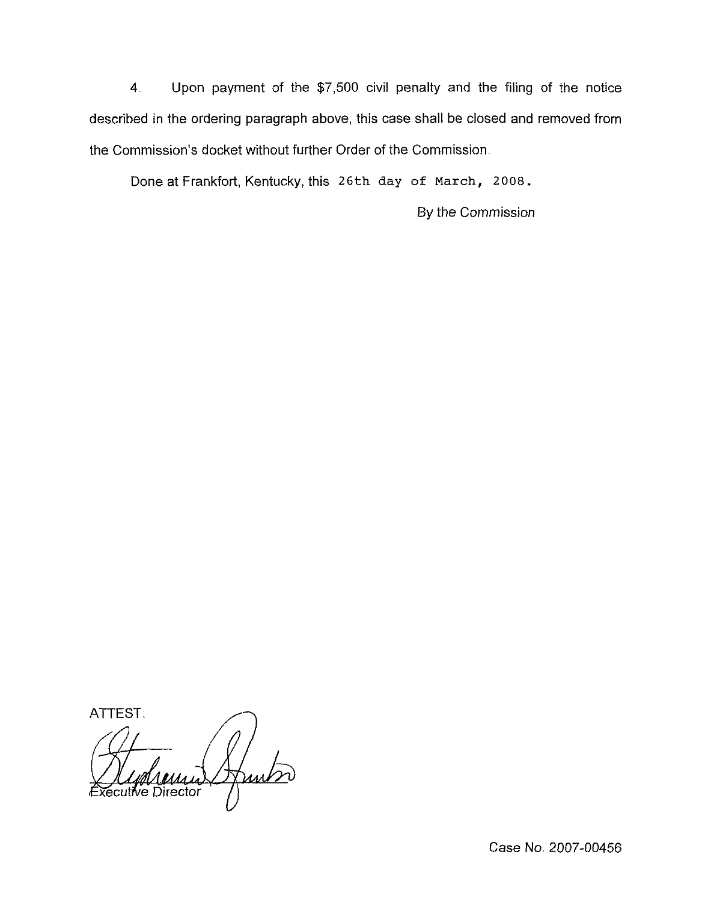4. Upon payment of the $7,500 civil penalty and the filing of the notice described in the ordering paragraph above, this case shall be closed and removed from the Commission's docket without further Order of the Commission.

Done at Frankfort, Kentucky, this 26th day of March, 2008.

By the Commission

ATTEST:

Executive Director

Case No. 2007-00456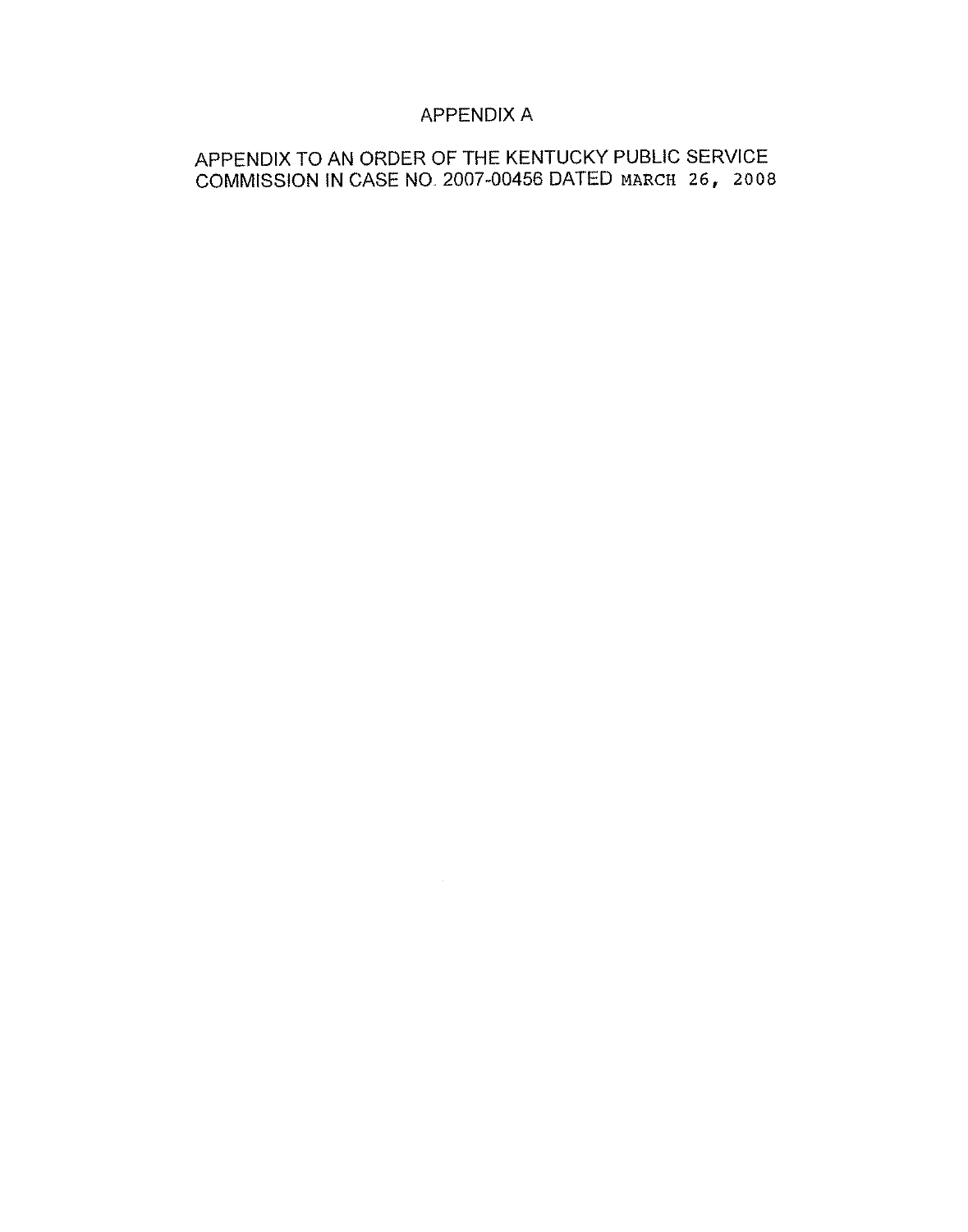# APPENDIX A

APPENDIX TO AN ORDER OF THE KENTUCKY PUBLIC SERVICE COMMISSION IN CASE NO. 2007-00456 DATED MARCH 26, 2008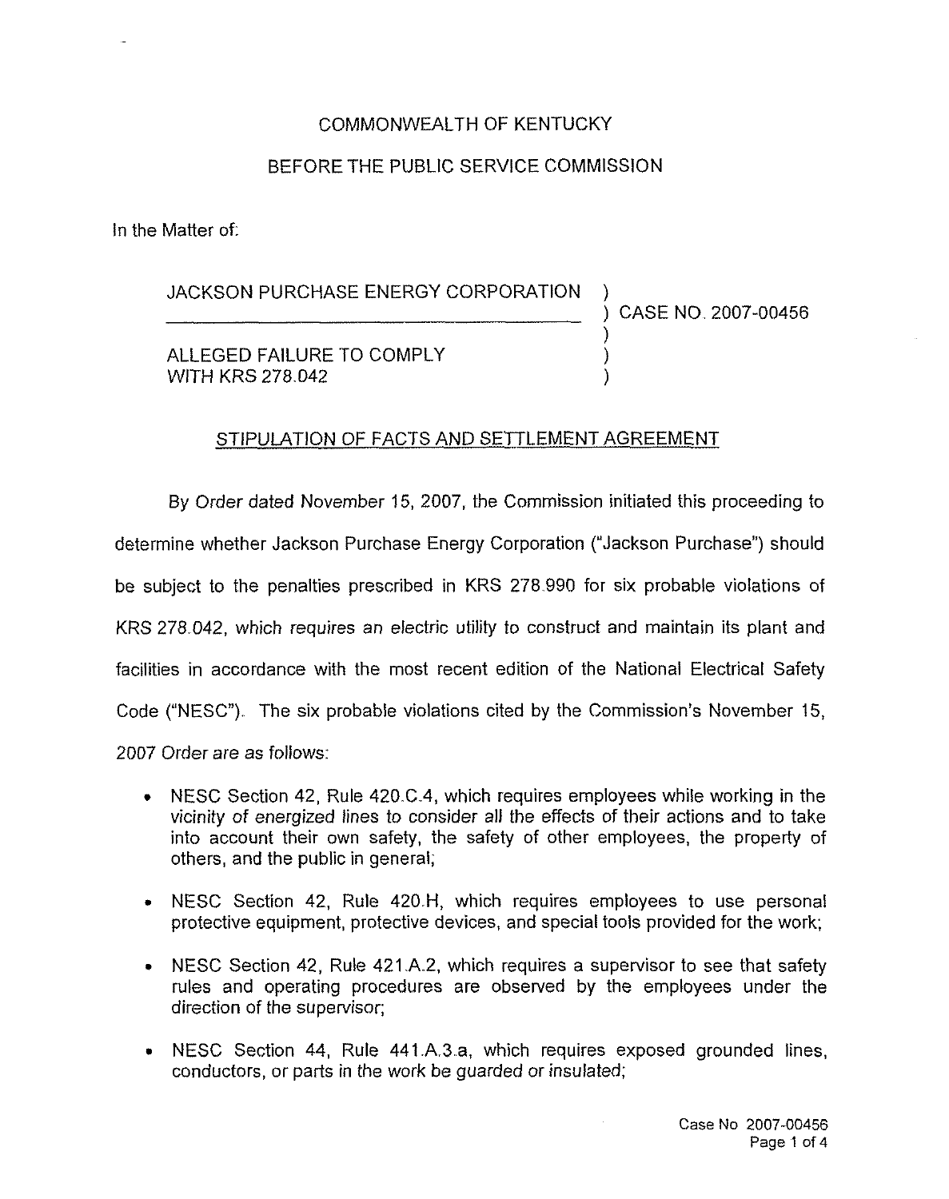COMMONWEALTH OF KENTUCKY

BEFORE THE PUBLIC SERVICE COMMISSION

In the Matter of:

| | |
|---|---|
| JACKSON PURCHASE ENERGY CORPORATION | ) |
| | ) CASE NO. 2007-00456 |
| | ) |
| ALLEGED FAILURE TO COMPLY WITH KRS 278.042 | ) |
| | ) |

## STIPULATION OF FACTS AND SETTLEMENT AGREEMENT

By Order dated November 15, 2007, the Commission initiated this proceeding to determine whether Jackson Purchase Energy Corporation ("Jackson Purchase") should be subject to the penalties prescribed in KRS 278.990 for six probable violations of KRS 278.042, which requires an electric utility to construct and maintain its plant and facilities in accordance with the most recent edition of the National Electrical Safety Code ("NESC"). The six probable violations cited by the Commission's November 15, 2007 Order are as follows:

- NESC Section 42, Rule 420.C.4, which requires employees while working in the vicinity of energized lines to consider all the effects of their actions and to take into account their own safety, the safety of other employees, the property of others, and the public in general;
- NESC Section 42, Rule 420.H, which requires employees to use personal protective equipment, protective devices, and special tools provided for the work;
- NESC Section 42, Rule 421.A.2, which requires a supervisor to see that safety rules and operating procedures are observed by the employees under the direction of the supervisor;
- NESC Section 44, Rule 441.A.3.a, which requires exposed grounded lines, conductors, or parts in the work be guarded or insulated;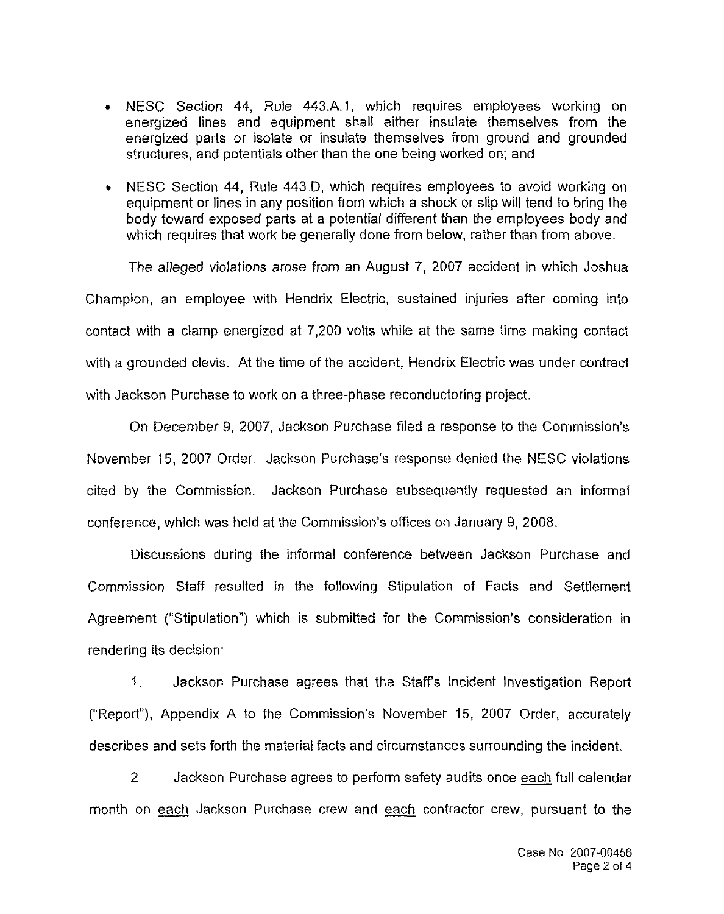- NESC Section 44, Rule 443.A.1, which requires employees working on energized lines and equipment shall either insulate themselves from the energized parts or isolate or insulate themselves from ground and grounded structures, and potentials other than the one being worked on; and
- NESC Section 44, Rule 443.D, which requires employees to avoid working on equipment or lines in any position from which a shock or slip will tend to bring the body toward exposed parts at a potential different than the employees body and which requires that work be generally done from below, rather than from above.

The alleged violations arose from an August 7, 2007 accident in which Joshua Champion, an employee with Hendrix Electric, sustained injuries after coming into contact with a clamp energized at 7,200 volts while at the same time making contact with a grounded clevis. At the time of the accident, Hendrix Electric was under contract with Jackson Purchase to work on a three-phase reconductoring project.

On December 9, 2007, Jackson Purchase filed a response to the Commission's November 15, 2007 Order. Jackson Purchase's response denied the NESC violations cited by the Commission. Jackson Purchase subsequently requested an informal conference, which was held at the Commission's offices on January 9, 2008.

Discussions during the informal conference between Jackson Purchase and Commission Staff resulted in the following Stipulation of Facts and Settlement Agreement ("Stipulation") which is submitted for the Commission's consideration in rendering its decision:

1. Jackson Purchase agrees that the Staff's Incident Investigation Report ("Report"), Appendix A to the Commission's November 15, 2007 Order, accurately describes and sets forth the material facts and circumstances surrounding the incident.

2. Jackson Purchase agrees to perform safety audits once each full calendar month on each Jackson Purchase crew and each contractor crew, pursuant to the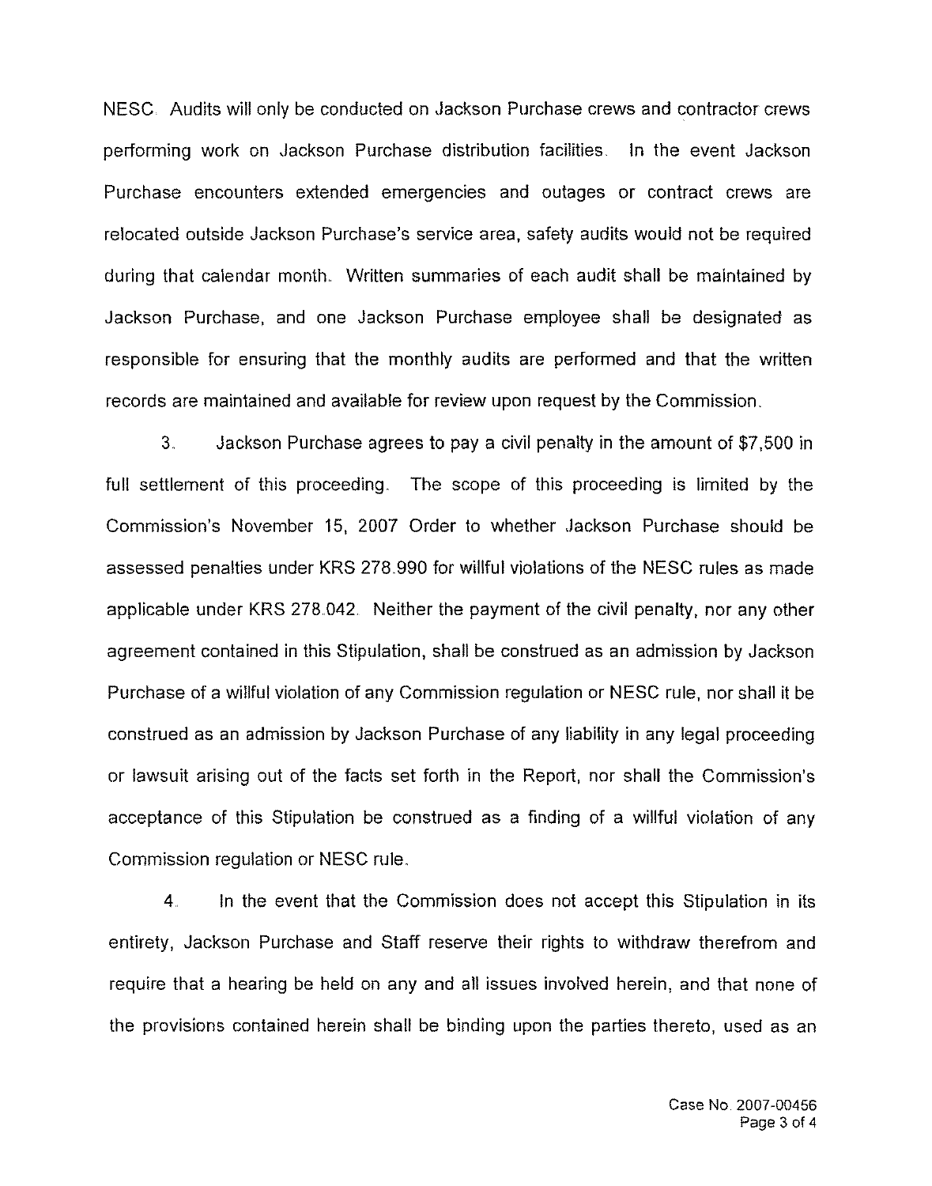NESC. Audits will only be conducted on Jackson Purchase crews and contractor crews performing work on Jackson Purchase distribution facilities. In the event Jackson Purchase encounters extended emergencies and outages or contract crews are relocated outside Jackson Purchase's service area, safety audits would not be required during that calendar month. Written summaries of each audit shall be maintained by Jackson Purchase, and one Jackson Purchase employee shall be designated as responsible for ensuring that the monthly audits are performed and that the written records are maintained and available for review upon request by the Commission.

3. Jackson Purchase agrees to pay a civil penalty in the amount of $7,500 in full settlement of this proceeding. The scope of this proceeding is limited by the Commission's November 15, 2007 Order to whether Jackson Purchase should be assessed penalties under KRS 278.990 for willful violations of the NESC rules as made applicable under KRS 278.042. Neither the payment of the civil penalty, nor any other agreement contained in this Stipulation, shall be construed as an admission by Jackson Purchase of a willful violation of any Commission regulation or NESC rule, nor shall it be construed as an admission by Jackson Purchase of any liability in any legal proceeding or lawsuit arising out of the facts set forth in the Report, nor shall the Commission's acceptance of this Stipulation be construed as a finding of a willful violation of any Commission regulation or NESC rule.

4. In the event that the Commission does not accept this Stipulation in its entirety, Jackson Purchase and Staff reserve their rights to withdraw therefrom and require that a hearing be held on any and all issues involved herein, and that none of the provisions contained herein shall be binding upon the parties thereto, used as an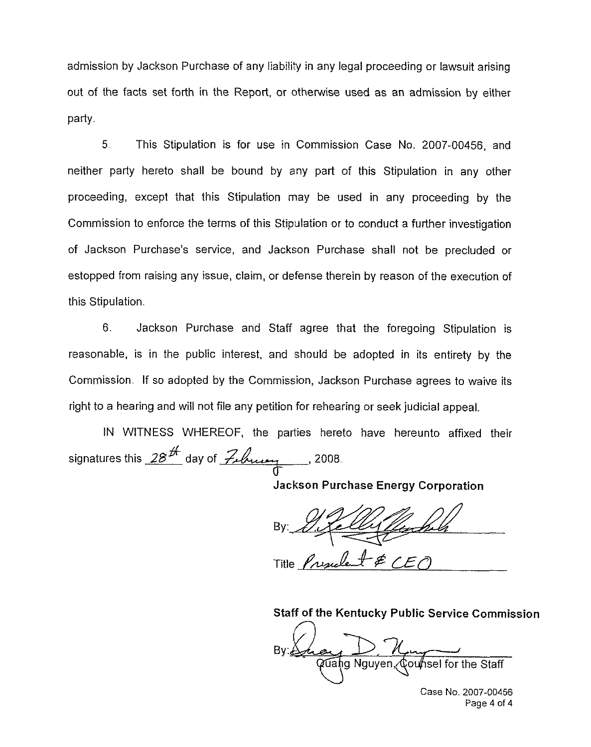admission by Jackson Purchase of any liability in any legal proceeding or lawsuit arising out of the facts set forth in the Report, or otherwise used as an admission by either party.

5. This Stipulation is for use in Commission Case No. 2007-00456, and neither party hereto shall be bound by any part of this Stipulation in any other proceeding, except that this Stipulation may be used in any proceeding by the Commission to enforce the terms of this Stipulation or to conduct a further investigation of Jackson Purchase's service, and Jackson Purchase shall not be precluded or estopped from raising any issue, claim, or defense therein by reason of the execution of this Stipulation.

6. Jackson Purchase and Staff agree that the foregoing Stipulation is reasonable, is in the public interest, and should be adopted in its entirety by the Commission. If so adopted by the Commission, Jackson Purchase agrees to waive its right to a hearing and will not file any petition for rehearing or seek judicial appeal.

IN WITNESS WHEREOF, the parties hereto have hereunto affixed their signatures this 28th day of February, 2008.

**Jackson Purchase Energy Corporation**

By: ______________________

Title President & CEO

**Staff of the Kentucky Public Service Commission**

By: ______________________
Quang Nguyen, Counsel for the Staff